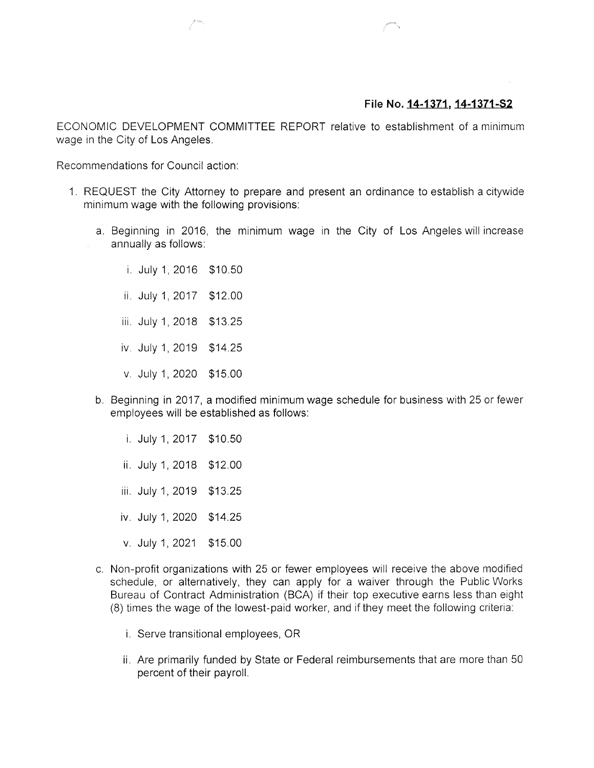**File No. 14-1371, 14-1371-S2**

ECONOMIC DEVELOPMENT COMMITTEE REPORT relative to establishment of a minimum wage in the City of Los Angeles.

Recommendations for Council action:

1. REQUEST the City Attorney to prepare and present an ordinance to establish a citywide minimum wage with the following provisions:

   a. Beginning in 2016, the minimum wage in the City of Los Angeles will increase annually as follows:

      i. July 1, 2016 $10.50

      ii. July 1, 2017 $12.00

      iii. July 1, 2018 $13.25

      iv. July 1, 2019 $14.25

      v. July 1, 2020 $15.00

   b. Beginning in 2017, a modified minimum wage schedule for business with 25 or fewer employees will be established as follows:

      i. July 1, 2017 $10.50

      ii. July 1, 2018 $12.00

      iii. July 1, 2019 $13.25

      iv. July 1, 2020 $14.25

      v. July 1, 2021 $15.00

   c. Non-profit organizations with 25 or fewer employees will receive the above modified schedule, or alternatively, they can apply for a waiver through the Public Works Bureau of Contract Administration (BCA) if their top executive earns less than eight (8) times the wage of the lowest-paid worker, and if they meet the following criteria:

      i. Serve transitional employees, OR

      ii. Are primarily funded by State or Federal reimbursements that are more than 50 percent of their payroll.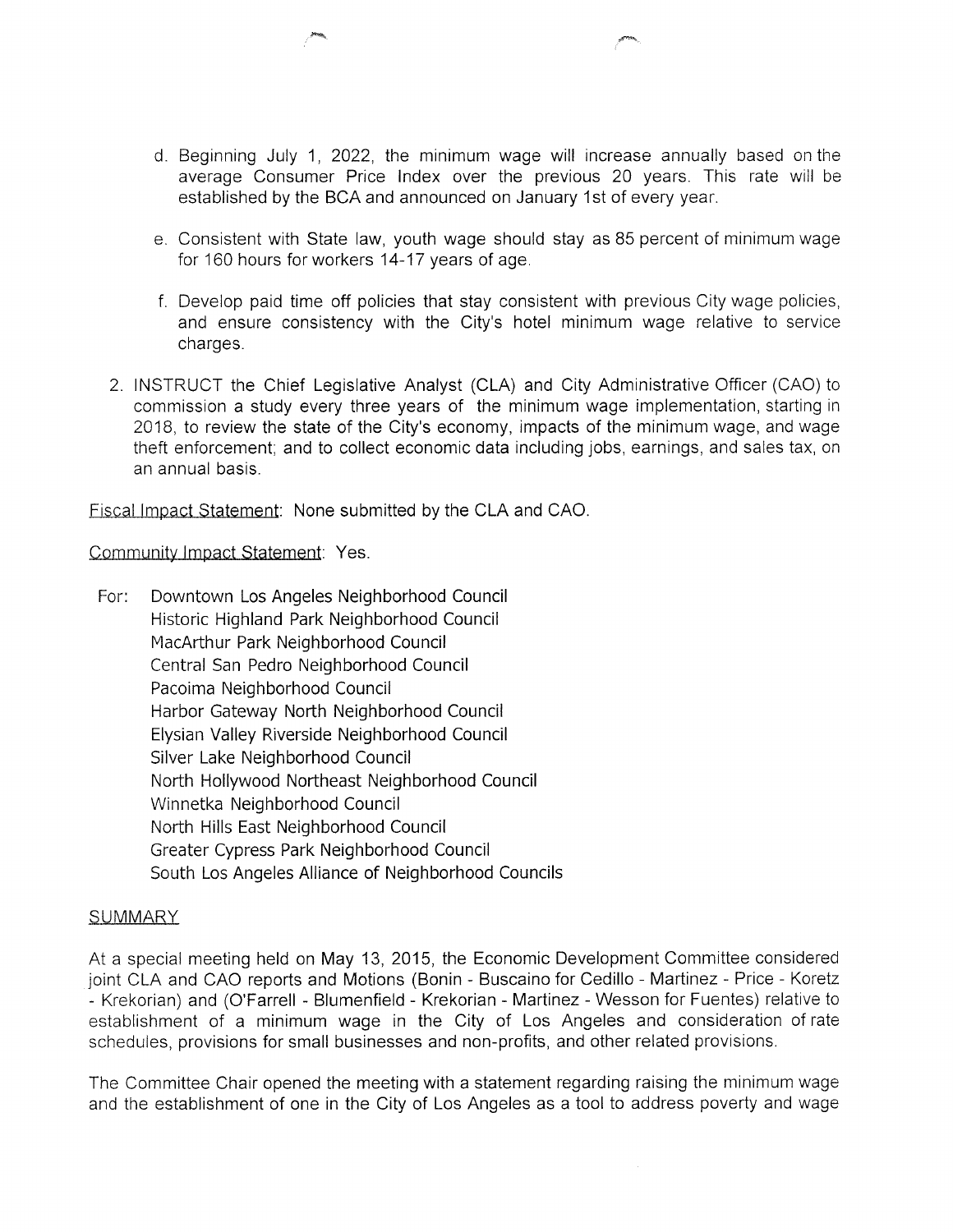d. Beginning July 1, 2022, the minimum wage will increase annually based on the average Consumer Price Index over the previous 20 years. This rate will be established by the BCA and announced on January 1st of every year.

e. Consistent with State law, youth wage should stay as 85 percent of minimum wage for 160 hours for workers 14-17 years of age.

f. Develop paid time off policies that stay consistent with previous City wage policies, and ensure consistency with the City's hotel minimum wage relative to service charges.

2. INSTRUCT the Chief Legislative Analyst (CLA) and City Administrative Officer (CAO) to commission a study every three years of the minimum wage implementation, starting in 2018, to review the state of the City's economy, impacts of the minimum wage, and wage theft enforcement; and to collect economic data including jobs, earnings, and sales tax, on an annual basis.

Fiscal Impact Statement: None submitted by the CLA and CAO.

Community Impact Statement: Yes.

For: Downtown Los Angeles Neighborhood Council
Historic Highland Park Neighborhood Council
MacArthur Park Neighborhood Council
Central San Pedro Neighborhood Council
Pacoima Neighborhood Council
Harbor Gateway North Neighborhood Council
Elysian Valley Riverside Neighborhood Council
Silver Lake Neighborhood Council
North Hollywood Northeast Neighborhood Council
Winnetka Neighborhood Council
North Hills East Neighborhood Council
Greater Cypress Park Neighborhood Council
South Los Angeles Alliance of Neighborhood Councils

SUMMARY

At a special meeting held on May 13, 2015, the Economic Development Committee considered joint CLA and CAO reports and Motions (Bonin - Buscaino for Cedillo - Martinez - Price - Koretz - Krekorian) and (O'Farrell - Blumenfield - Krekorian - Martinez - Wesson for Fuentes) relative to establishment of a minimum wage in the City of Los Angeles and consideration of rate schedules, provisions for small businesses and non-profits, and other related provisions.

The Committee Chair opened the meeting with a statement regarding raising the minimum wage and the establishment of one in the City of Los Angeles as a tool to address poverty and wage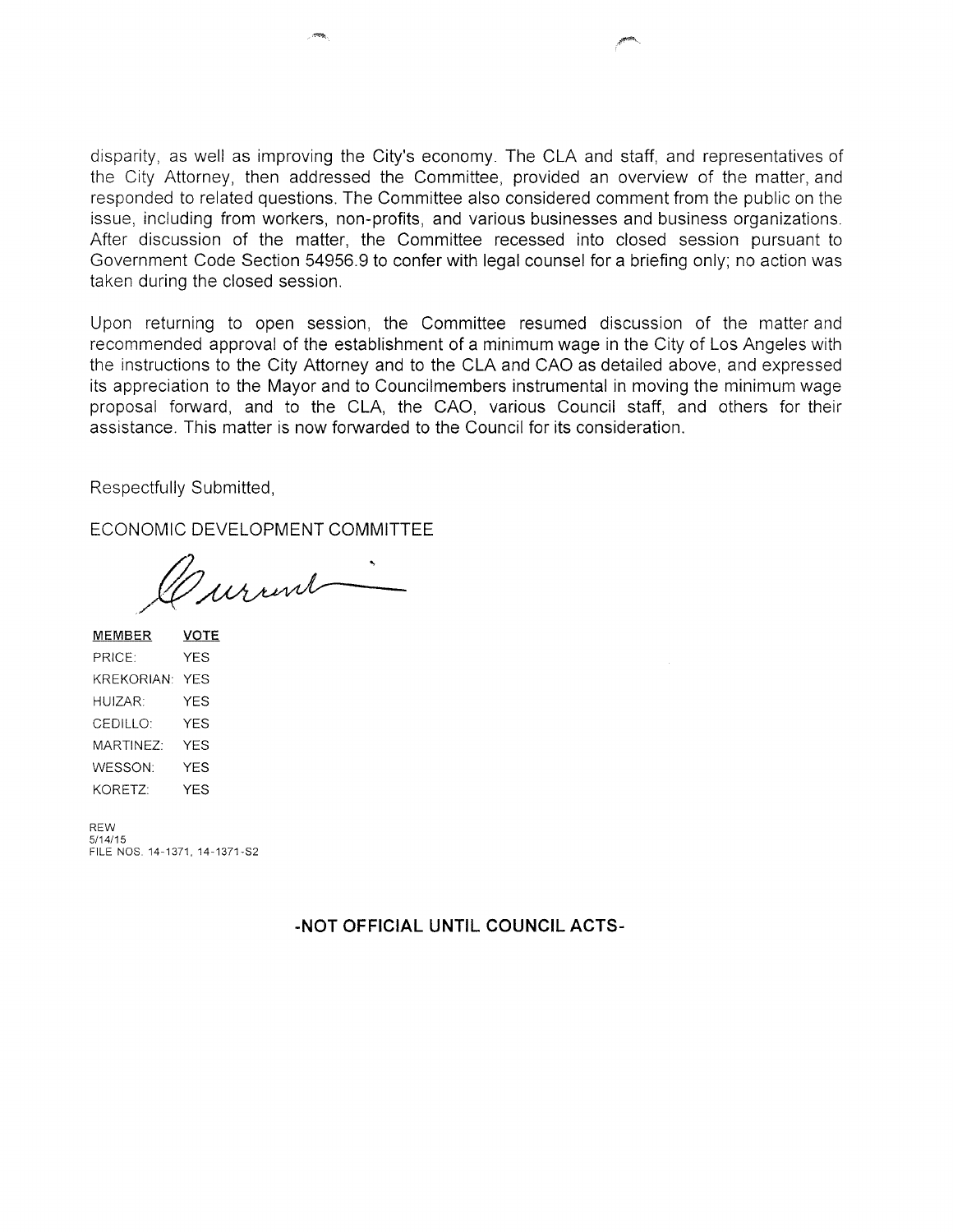disparity, as well as improving the City's economy. The CLA and staff, and representatives of the City Attorney, then addressed the Committee, provided an overview of the matter, and responded to related questions. The Committee also considered comment from the public on the issue, including from workers, non-profits, and various businesses and business organizations. After discussion of the matter, the Committee recessed into closed session pursuant to Government Code Section 54956.9 to confer with legal counsel for a briefing only; no action was taken during the closed session.

Upon returning to open session, the Committee resumed discussion of the matter and recommended approval of the establishment of a minimum wage in the City of Los Angeles with the instructions to the City Attorney and to the CLA and CAO as detailed above, and expressed its appreciation to the Mayor and to Councilmembers instrumental in moving the minimum wage proposal forward, and to the CLA, the CAO, various Council staff, and others for their assistance. This matter is now forwarded to the Council for its consideration.

Respectfully Submitted,

ECONOMIC DEVELOPMENT COMMITTEE

| MEMBER | VOTE |
|---|---|
| PRICE: | YES |
| KREKORIAN: | YES |
| HUIZAR: | YES |
| CEDILLO: | YES |
| MARTINEZ: | YES |
| WESSON: | YES |
| KORETZ: | YES |

REW
5/14/15
FILE NOS. 14-1371, 14-1371-S2

**-NOT OFFICIAL UNTIL COUNCIL ACTS-**